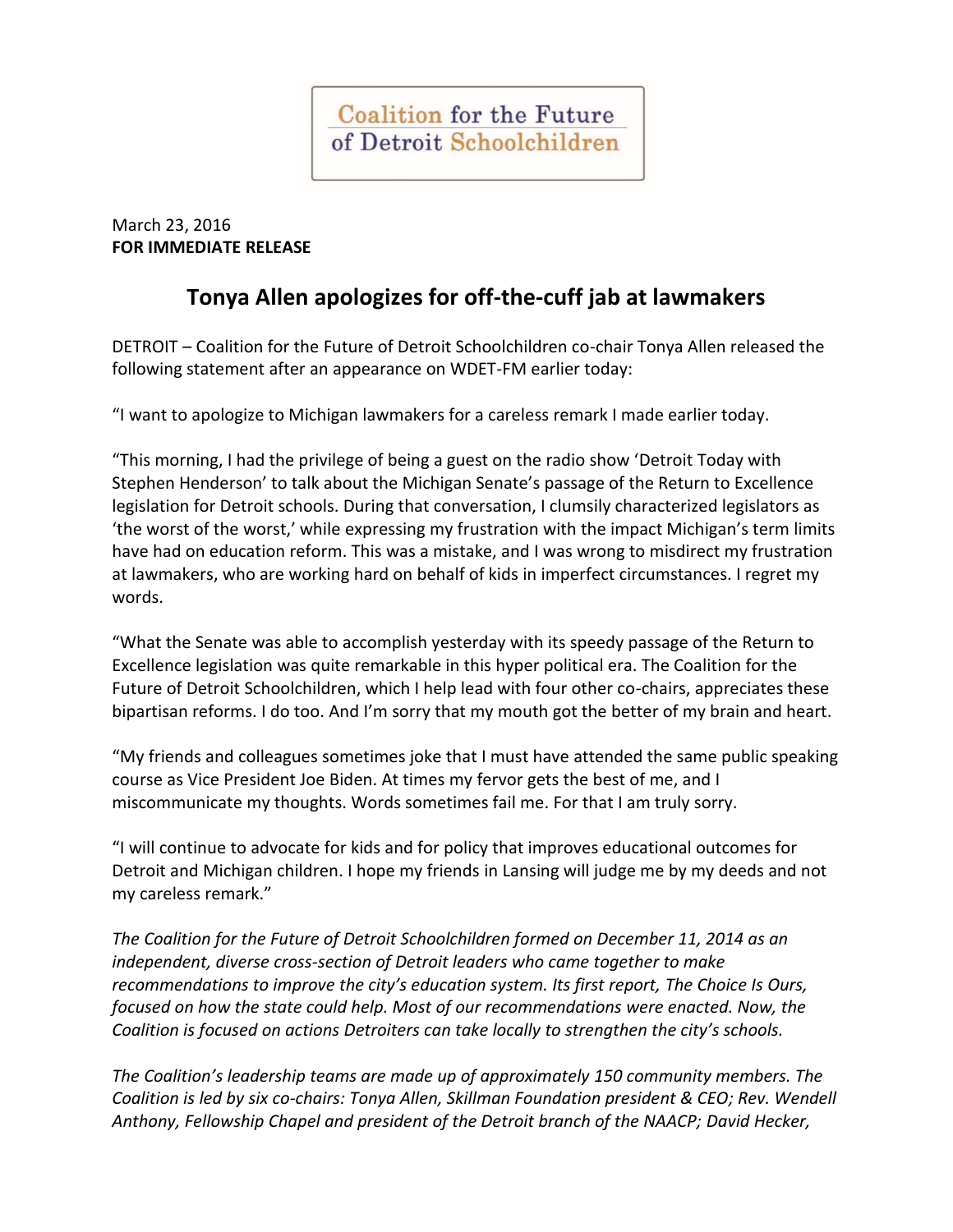Coalition for the Future of Detroit Schoolchildren

March 23, 2016
**FOR IMMEDIATE RELEASE**

# Tonya Allen apologizes for off-the-cuff jab at lawmakers

DETROIT – Coalition for the Future of Detroit Schoolchildren co-chair Tonya Allen released the following statement after an appearance on WDET-FM earlier today:

"I want to apologize to Michigan lawmakers for a careless remark I made earlier today.

"This morning, I had the privilege of being a guest on the radio show 'Detroit Today with Stephen Henderson' to talk about the Michigan Senate's passage of the Return to Excellence legislation for Detroit schools. During that conversation, I clumsily characterized legislators as 'the worst of the worst,' while expressing my frustration with the impact Michigan's term limits have had on education reform. This was a mistake, and I was wrong to misdirect my frustration at lawmakers, who are working hard on behalf of kids in imperfect circumstances. I regret my words.

"What the Senate was able to accomplish yesterday with its speedy passage of the Return to Excellence legislation was quite remarkable in this hyper political era. The Coalition for the Future of Detroit Schoolchildren, which I help lead with four other co-chairs, appreciates these bipartisan reforms. I do too. And I'm sorry that my mouth got the better of my brain and heart.

"My friends and colleagues sometimes joke that I must have attended the same public speaking course as Vice President Joe Biden. At times my fervor gets the best of me, and I miscommunicate my thoughts. Words sometimes fail me. For that I am truly sorry.

"I will continue to advocate for kids and for policy that improves educational outcomes for Detroit and Michigan children. I hope my friends in Lansing will judge me by my deeds and not my careless remark."

*The Coalition for the Future of Detroit Schoolchildren formed on December 11, 2014 as an independent, diverse cross-section of Detroit leaders who came together to make recommendations to improve the city's education system. Its first report, The Choice Is Ours, focused on how the state could help. Most of our recommendations were enacted. Now, the Coalition is focused on actions Detroiters can take locally to strengthen the city's schools.*

*The Coalition's leadership teams are made up of approximately 150 community members. The Coalition is led by six co-chairs: Tonya Allen, Skillman Foundation president & CEO; Rev. Wendell Anthony, Fellowship Chapel and president of the Detroit branch of the NAACP; David Hecker,*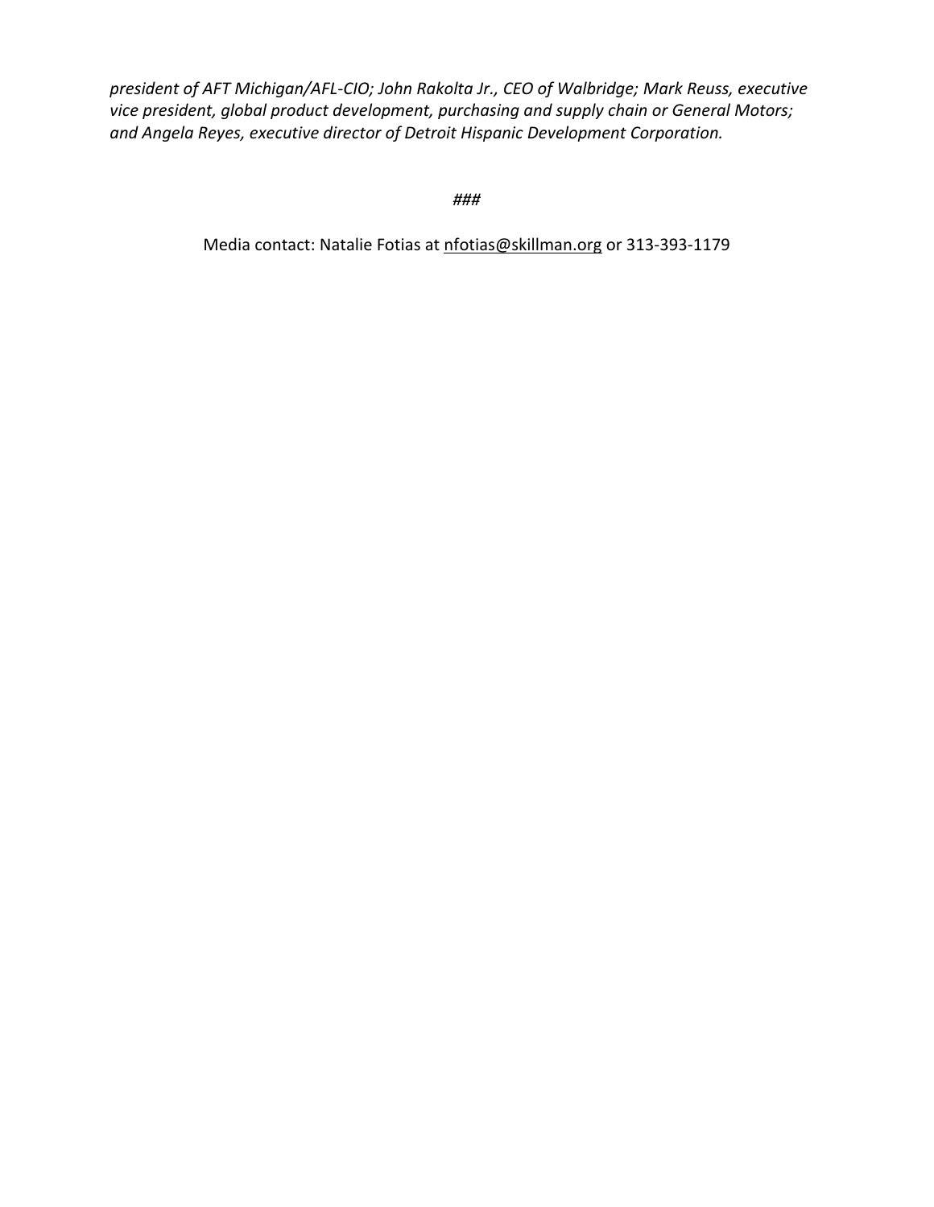*president of AFT Michigan/AFL-CIO; John Rakolta Jr., CEO of Walbridge; Mark Reuss, executive vice president, global product development, purchasing and supply chain or General Motors; and Angela Reyes, executive director of Detroit Hispanic Development Corporation.*

*###*

Media contact: Natalie Fotias at nfotias@skillman.org or 313-393-1179